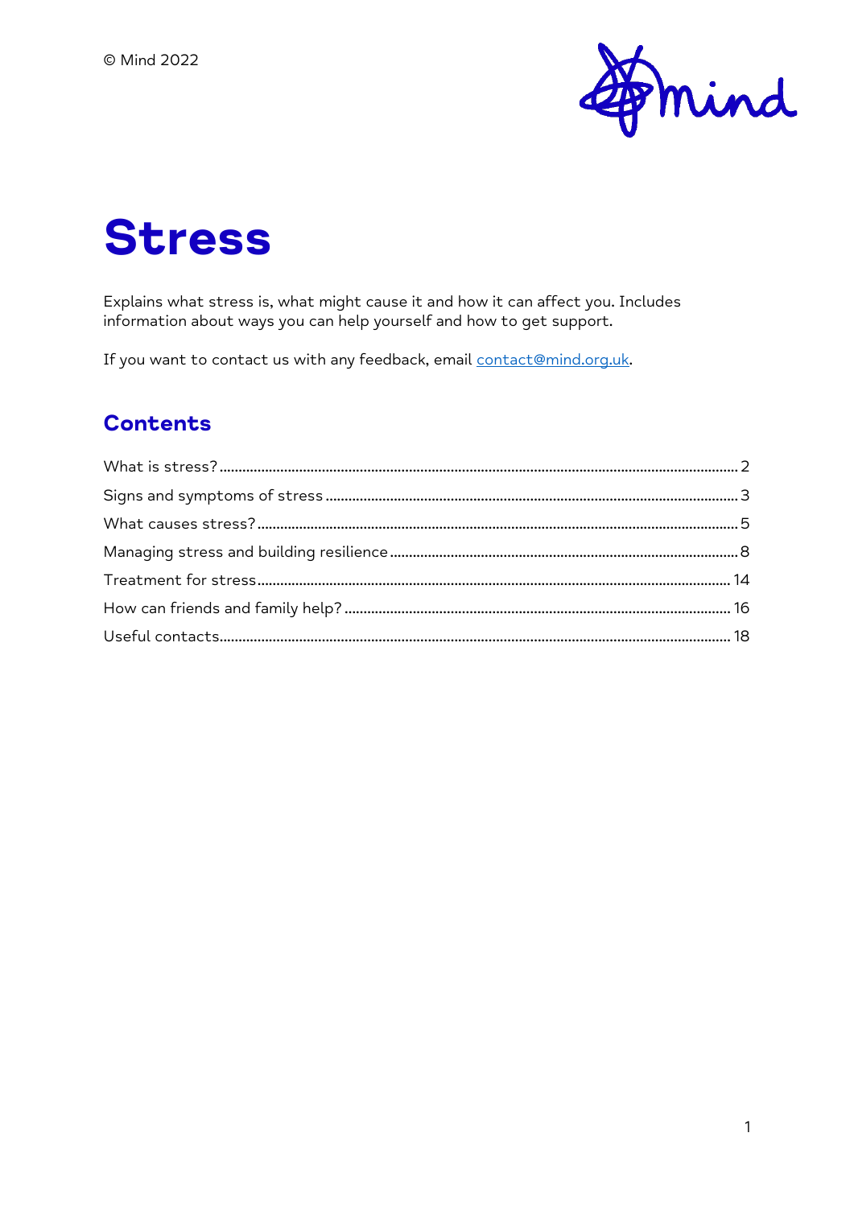© Mind 2022

# Stress

Explains what stress is, what might cause it and how it can affect you. Includes information about ways you can help yourself and how to get support.

If you want to contact us with any feedback, email contact@mind.org.uk.

## Contents

What is stress? ........ 2
Signs and symptoms of stress ........ 3
What causes stress? ........ 5
Managing stress and building resilience ........ 8
Treatment for stress ........ 14
How can friends and family help? ........ 16
Useful contacts ........ 18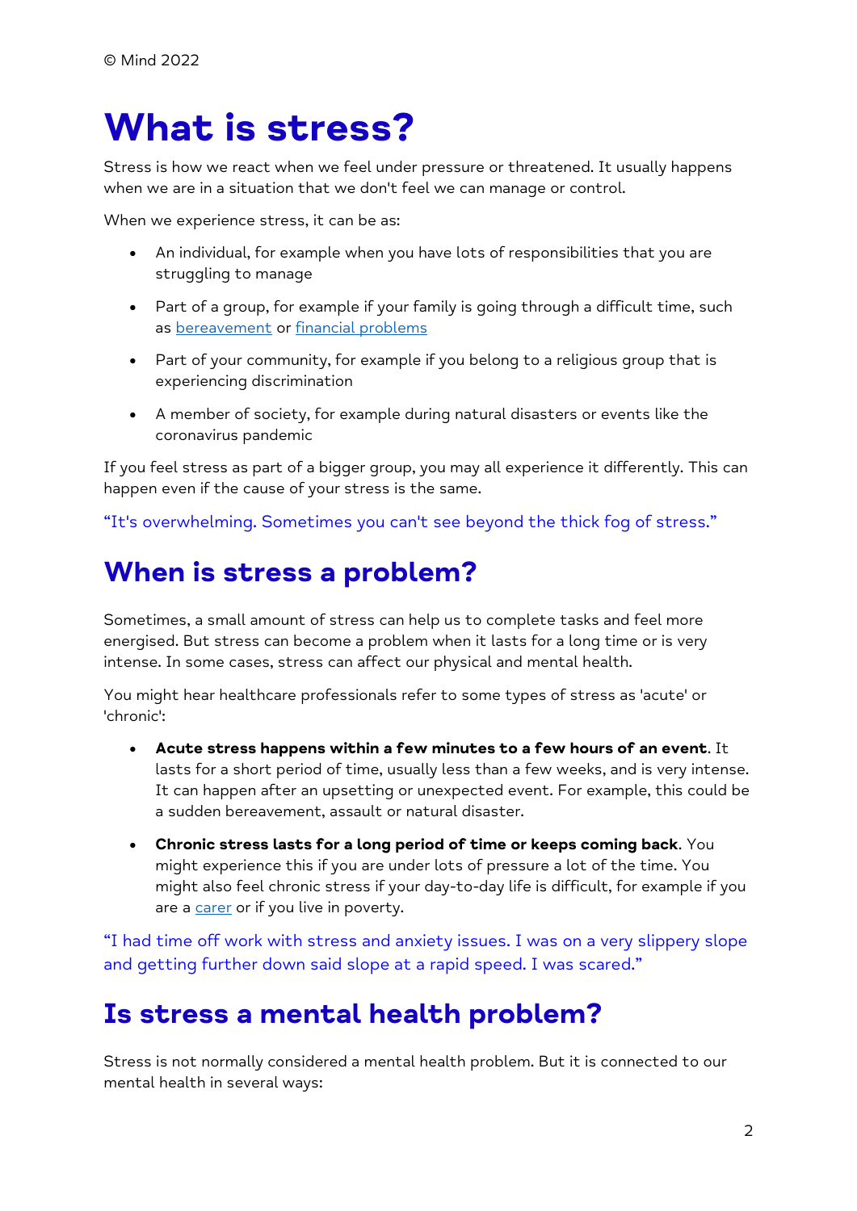© Mind 2022

# What is stress?

Stress is how we react when we feel under pressure or threatened. It usually happens when we are in a situation that we don't feel we can manage or control.

When we experience stress, it can be as:

- An individual, for example when you have lots of responsibilities that you are struggling to manage
- Part of a group, for example if your family is going through a difficult time, such as bereavement or financial problems
- Part of your community, for example if you belong to a religious group that is experiencing discrimination
- A member of society, for example during natural disasters or events like the coronavirus pandemic

If you feel stress as part of a bigger group, you may all experience it differently. This can happen even if the cause of your stress is the same.

"It's overwhelming. Sometimes you can't see beyond the thick fog of stress."

## When is stress a problem?

Sometimes, a small amount of stress can help us to complete tasks and feel more energised. But stress can become a problem when it lasts for a long time or is very intense. In some cases, stress can affect our physical and mental health.

You might hear healthcare professionals refer to some types of stress as 'acute' or 'chronic':

- **Acute stress happens within a few minutes to a few hours of an event**. It lasts for a short period of time, usually less than a few weeks, and is very intense. It can happen after an upsetting or unexpected event. For example, this could be a sudden bereavement, assault or natural disaster.
- **Chronic stress lasts for a long period of time or keeps coming back**. You might experience this if you are under lots of pressure a lot of the time. You might also feel chronic stress if your day-to-day life is difficult, for example if you are a carer or if you live in poverty.

"I had time off work with stress and anxiety issues. I was on a very slippery slope and getting further down said slope at a rapid speed. I was scared."

## Is stress a mental health problem?

Stress is not normally considered a mental health problem. But it is connected to our mental health in several ways: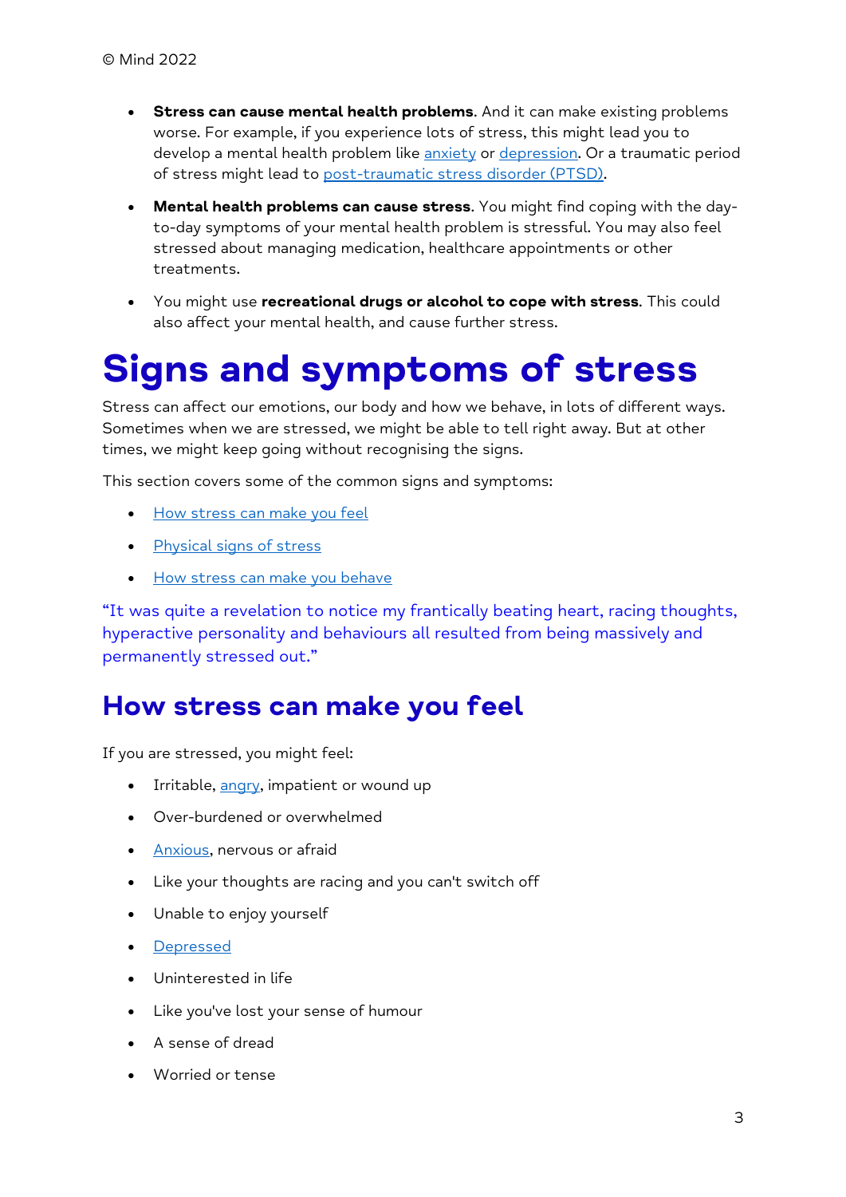- **Stress can cause mental health problems**. And it can make existing problems worse. For example, if you experience lots of stress, this might lead you to develop a mental health problem like anxiety or depression. Or a traumatic period of stress might lead to post-traumatic stress disorder (PTSD).
- **Mental health problems can cause stress**. You might find coping with the day-to-day symptoms of your mental health problem is stressful. You may also feel stressed about managing medication, healthcare appointments or other treatments.
- You might use **recreational drugs or alcohol to cope with stress**. This could also affect your mental health, and cause further stress.

# Signs and symptoms of stress

Stress can affect our emotions, our body and how we behave, in lots of different ways. Sometimes when we are stressed, we might be able to tell right away. But at other times, we might keep going without recognising the signs.

This section covers some of the common signs and symptoms:

- How stress can make you feel
- Physical signs of stress
- How stress can make you behave

"It was quite a revelation to notice my frantically beating heart, racing thoughts, hyperactive personality and behaviours all resulted from being massively and permanently stressed out."

## How stress can make you feel

If you are stressed, you might feel:

- Irritable, angry, impatient or wound up
- Over-burdened or overwhelmed
- Anxious, nervous or afraid
- Like your thoughts are racing and you can't switch off
- Unable to enjoy yourself
- Depressed
- Uninterested in life
- Like you've lost your sense of humour
- A sense of dread
- Worried or tense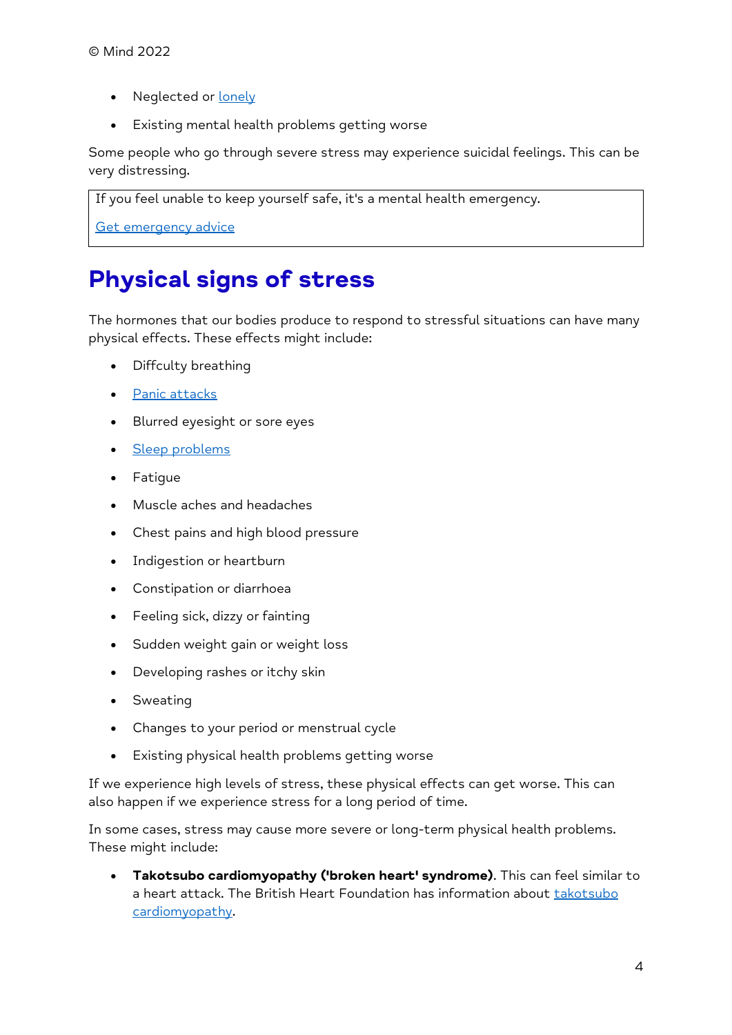- Neglected or lonely
- Existing mental health problems getting worse

Some people who go through severe stress may experience suicidal feelings. This can be very distressing.

> If you feel unable to keep yourself safe, it's a mental health emergency.
>
> Get emergency advice

## Physical signs of stress

The hormones that our bodies produce to respond to stressful situations can have many physical effects. These effects might include:

- Diffculty breathing
- Panic attacks
- Blurred eyesight or sore eyes
- Sleep problems
- Fatigue
- Muscle aches and headaches
- Chest pains and high blood pressure
- Indigestion or heartburn
- Constipation or diarrhoea
- Feeling sick, dizzy or fainting
- Sudden weight gain or weight loss
- Developing rashes or itchy skin
- Sweating
- Changes to your period or menstrual cycle
- Existing physical health problems getting worse

If we experience high levels of stress, these physical effects can get worse. This can also happen if we experience stress for a long period of time.

In some cases, stress may cause more severe or long-term physical health problems. These might include:

- **Takotsubo cardiomyopathy ('broken heart' syndrome)**. This can feel similar to a heart attack. The British Heart Foundation has information about takotsubo cardiomyopathy.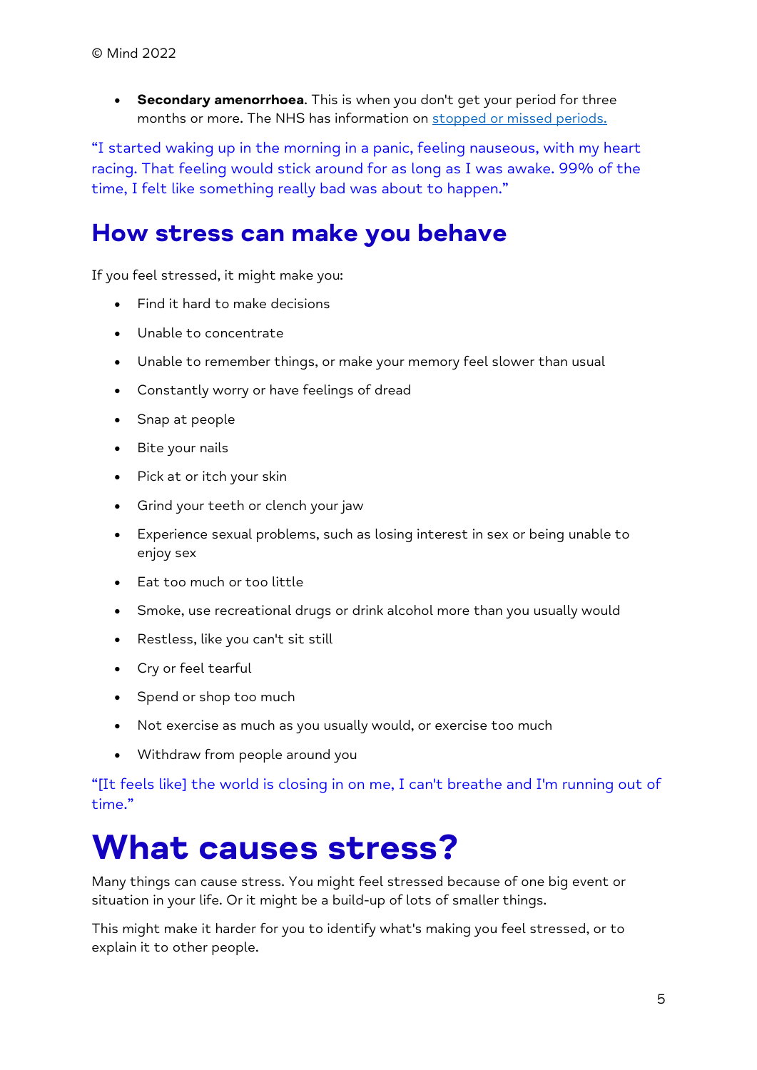- **Secondary amenorrhoea**. This is when you don't get your period for three months or more. The NHS has information on [stopped or missed periods.](#)

"I started waking up in the morning in a panic, feeling nauseous, with my heart racing. That feeling would stick around for as long as I was awake. 99% of the time, I felt like something really bad was about to happen."

## How stress can make you behave

If you feel stressed, it might make you:

- Find it hard to make decisions
- Unable to concentrate
- Unable to remember things, or make your memory feel slower than usual
- Constantly worry or have feelings of dread
- Snap at people
- Bite your nails
- Pick at or itch your skin
- Grind your teeth or clench your jaw
- Experience sexual problems, such as losing interest in sex or being unable to enjoy sex
- Eat too much or too little
- Smoke, use recreational drugs or drink alcohol more than you usually would
- Restless, like you can't sit still
- Cry or feel tearful
- Spend or shop too much
- Not exercise as much as you usually would, or exercise too much
- Withdraw from people around you

"[It feels like] the world is closing in on me, I can't breathe and I'm running out of time."

# What causes stress?

Many things can cause stress. You might feel stressed because of one big event or situation in your life. Or it might be a build-up of lots of smaller things.

This might make it harder for you to identify what's making you feel stressed, or to explain it to other people.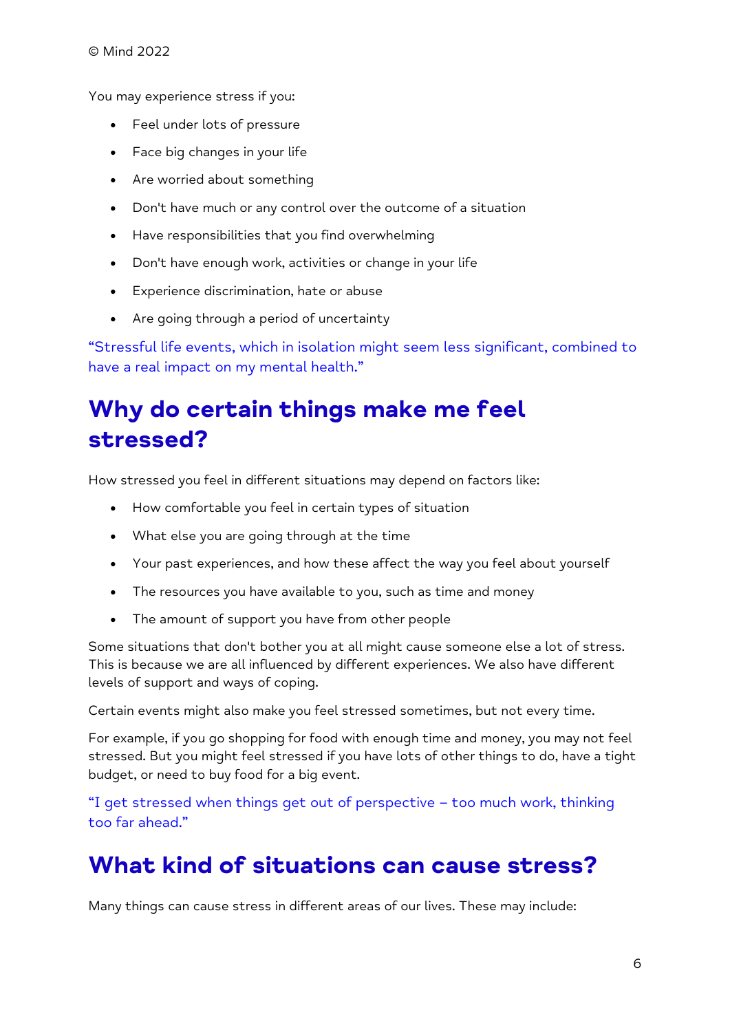You may experience stress if you:

- Feel under lots of pressure
- Face big changes in your life
- Are worried about something
- Don't have much or any control over the outcome of a situation
- Have responsibilities that you find overwhelming
- Don't have enough work, activities or change in your life
- Experience discrimination, hate or abuse
- Are going through a period of uncertainty

"Stressful life events, which in isolation might seem less significant, combined to have a real impact on my mental health."

## Why do certain things make me feel stressed?

How stressed you feel in different situations may depend on factors like:

- How comfortable you feel in certain types of situation
- What else you are going through at the time
- Your past experiences, and how these affect the way you feel about yourself
- The resources you have available to you, such as time and money
- The amount of support you have from other people

Some situations that don't bother you at all might cause someone else a lot of stress. This is because we are all influenced by different experiences. We also have different levels of support and ways of coping.

Certain events might also make you feel stressed sometimes, but not every time.

For example, if you go shopping for food with enough time and money, you may not feel stressed. But you might feel stressed if you have lots of other things to do, have a tight budget, or need to buy food for a big event.

"I get stressed when things get out of perspective – too much work, thinking too far ahead."

## What kind of situations can cause stress?

Many things can cause stress in different areas of our lives. These may include: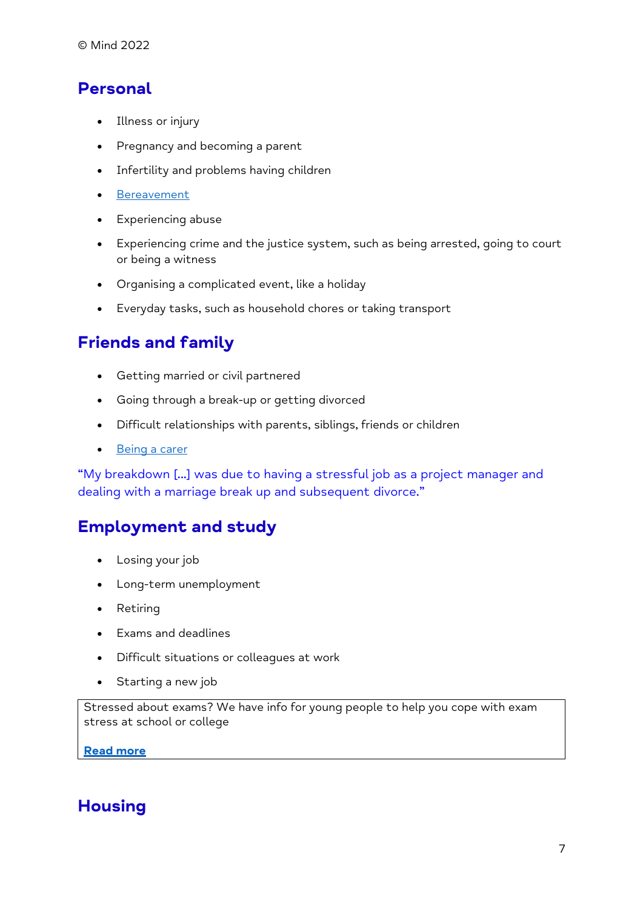## Personal

- Illness or injury
- Pregnancy and becoming a parent
- Infertility and problems having children
- [Bereavement]
- Experiencing abuse
- Experiencing crime and the justice system, such as being arrested, going to court or being a witness
- Organising a complicated event, like a holiday
- Everyday tasks, such as household chores or taking transport

## Friends and family

- Getting married or civil partnered
- Going through a break-up or getting divorced
- Difficult relationships with parents, siblings, friends or children
- [Being a carer]

"My breakdown [...] was due to having a stressful job as a project manager and dealing with a marriage break up and subsequent divorce."

## Employment and study

- Losing your job
- Long-term unemployment
- Retiring
- Exams and deadlines
- Difficult situations or colleagues at work
- Starting a new job

> Stressed about exams? We have info for young people to help you cope with exam stress at school or college
>
> **Read more**

## Housing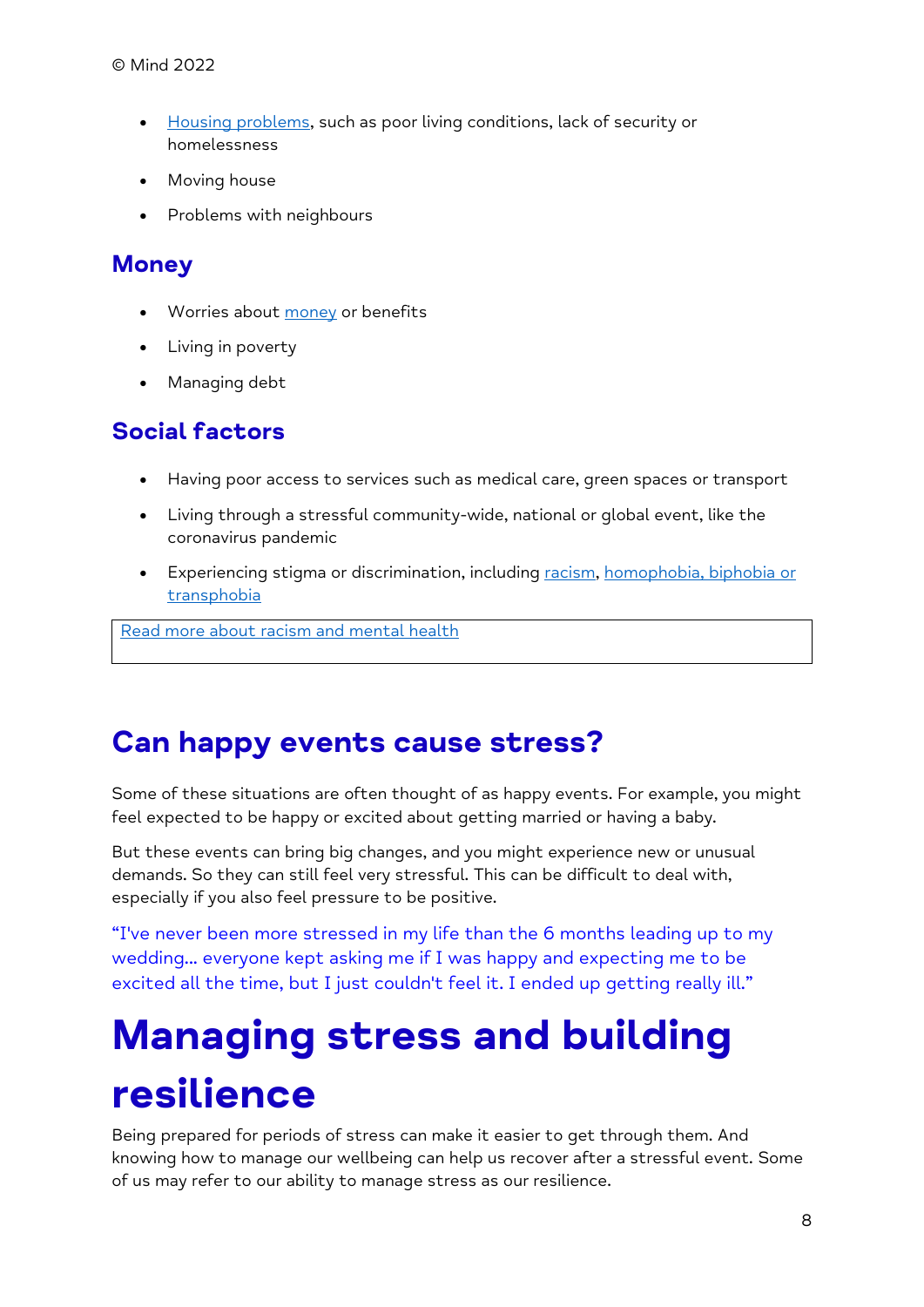- Housing problems, such as poor living conditions, lack of security or homelessness
- Moving house
- Problems with neighbours

### Money

- Worries about money or benefits
- Living in poverty
- Managing debt

### Social factors

- Having poor access to services such as medical care, green spaces or transport
- Living through a stressful community-wide, national or global event, like the coronavirus pandemic
- Experiencing stigma or discrimination, including racism, homophobia, biphobia or transphobia

Read more about racism and mental health

## Can happy events cause stress?

Some of these situations are often thought of as happy events. For example, you might feel expected to be happy or excited about getting married or having a baby.

But these events can bring big changes, and you might experience new or unusual demands. So they can still feel very stressful. This can be difficult to deal with, especially if you also feel pressure to be positive.

"I've never been more stressed in my life than the 6 months leading up to my wedding... everyone kept asking me if I was happy and expecting me to be excited all the time, but I just couldn't feel it. I ended up getting really ill."

# Managing stress and building resilience

Being prepared for periods of stress can make it easier to get through them. And knowing how to manage our wellbeing can help us recover after a stressful event. Some of us may refer to our ability to manage stress as our resilience.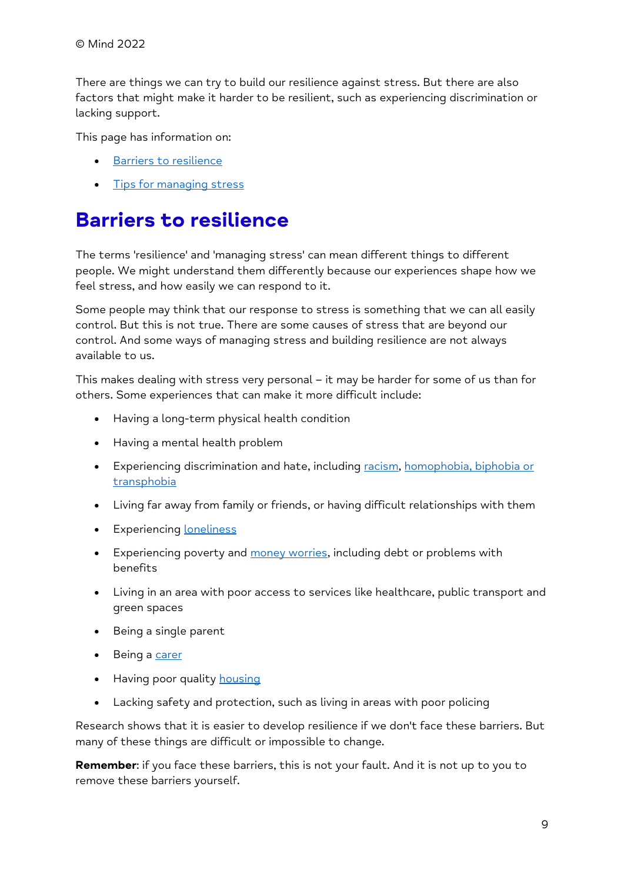© Mind 2022

There are things we can try to build our resilience against stress. But there are also factors that might make it harder to be resilient, such as experiencing discrimination or lacking support.

This page has information on:

- Barriers to resilience
- Tips for managing stress

# Barriers to resilience

The terms 'resilience' and 'managing stress' can mean different things to different people. We might understand them differently because our experiences shape how we feel stress, and how easily we can respond to it.

Some people may think that our response to stress is something that we can all easily control. But this is not true. There are some causes of stress that are beyond our control. And some ways of managing stress and building resilience are not always available to us.

This makes dealing with stress very personal – it may be harder for some of us than for others. Some experiences that can make it more difficult include:

- Having a long-term physical health condition
- Having a mental health problem
- Experiencing discrimination and hate, including racism, homophobia, biphobia or transphobia
- Living far away from family or friends, or having difficult relationships with them
- Experiencing loneliness
- Experiencing poverty and money worries, including debt or problems with benefits
- Living in an area with poor access to services like healthcare, public transport and green spaces
- Being a single parent
- Being a carer
- Having poor quality housing
- Lacking safety and protection, such as living in areas with poor policing

Research shows that it is easier to develop resilience if we don't face these barriers. But many of these things are difficult or impossible to change.

**Remember**: if you face these barriers, this is not your fault. And it is not up to you to remove these barriers yourself.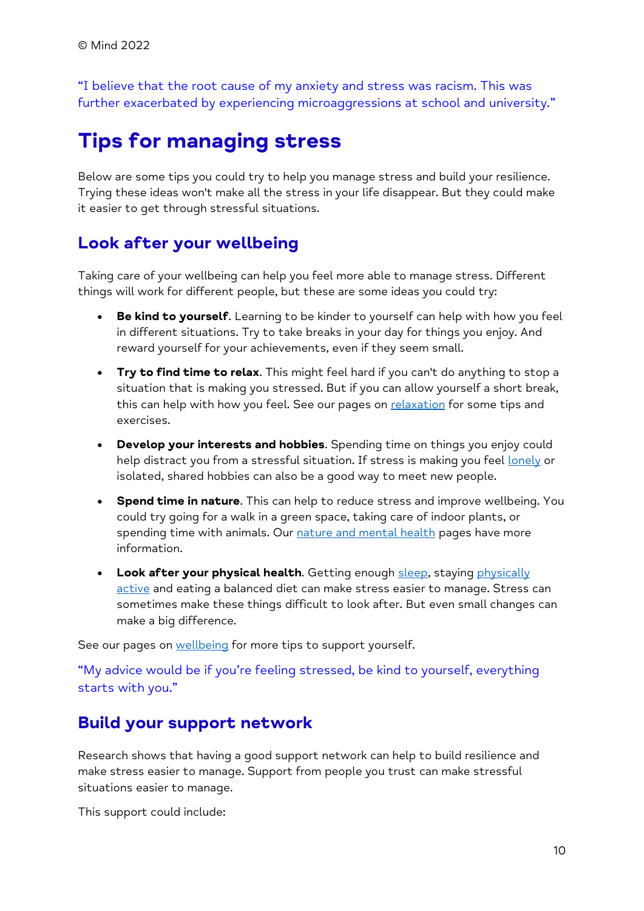“I believe that the root cause of my anxiety and stress was racism. This was further exacerbated by experiencing microaggressions at school and university.”

# Tips for managing stress

Below are some tips you could try to help you manage stress and build your resilience. Trying these ideas won't make all the stress in your life disappear. But they could make it easier to get through stressful situations.

## Look after your wellbeing

Taking care of your wellbeing can help you feel more able to manage stress. Different things will work for different people, but these are some ideas you could try:

- **Be kind to yourself**. Learning to be kinder to yourself can help with how you feel in different situations. Try to take breaks in your day for things you enjoy. And reward yourself for your achievements, even if they seem small.
- **Try to find time to relax**. This might feel hard if you can't do anything to stop a situation that is making you stressed. But if you can allow yourself a short break, this can help with how you feel. See our pages on relaxation for some tips and exercises.
- **Develop your interests and hobbies**. Spending time on things you enjoy could help distract you from a stressful situation. If stress is making you feel lonely or isolated, shared hobbies can also be a good way to meet new people.
- **Spend time in nature**. This can help to reduce stress and improve wellbeing. You could try going for a walk in a green space, taking care of indoor plants, or spending time with animals. Our nature and mental health pages have more information.
- **Look after your physical health**. Getting enough sleep, staying physically active and eating a balanced diet can make stress easier to manage. Stress can sometimes make these things difficult to look after. But even small changes can make a big difference.

See our pages on wellbeing for more tips to support yourself.

“My advice would be if you’re feeling stressed, be kind to yourself, everything starts with you.”

## Build your support network

Research shows that having a good support network can help to build resilience and make stress easier to manage. Support from people you trust can make stressful situations easier to manage.

This support could include: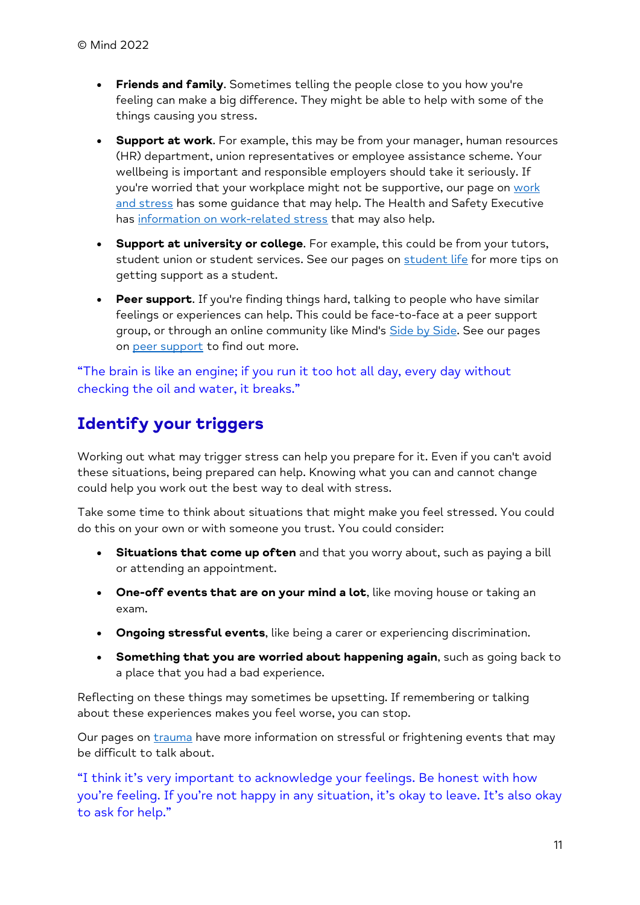- **Friends and family**. Sometimes telling the people close to you how you're feeling can make a big difference. They might be able to help with some of the things causing you stress.
- **Support at work**. For example, this may be from your manager, human resources (HR) department, union representatives or employee assistance scheme. Your wellbeing is important and responsible employers should take it seriously. If you're worried that your workplace might not be supportive, our page on work and stress has some guidance that may help. The Health and Safety Executive has information on work-related stress that may also help.
- **Support at university or college**. For example, this could be from your tutors, student union or student services. See our pages on student life for more tips on getting support as a student.
- **Peer support**. If you're finding things hard, talking to people who have similar feelings or experiences can help. This could be face-to-face at a peer support group, or through an online community like Mind's Side by Side. See our pages on peer support to find out more.

"The brain is like an engine; if you run it too hot all day, every day without checking the oil and water, it breaks."

## Identify your triggers

Working out what may trigger stress can help you prepare for it. Even if you can't avoid these situations, being prepared can help. Knowing what you can and cannot change could help you work out the best way to deal with stress.

Take some time to think about situations that might make you feel stressed. You could do this on your own or with someone you trust. You could consider:

- **Situations that come up often** and that you worry about, such as paying a bill or attending an appointment.
- **One-off events that are on your mind a lot**, like moving house or taking an exam.
- **Ongoing stressful events**, like being a carer or experiencing discrimination.
- **Something that you are worried about happening again**, such as going back to a place that you had a bad experience.

Reflecting on these things may sometimes be upsetting. If remembering or talking about these experiences makes you feel worse, you can stop.

Our pages on trauma have more information on stressful or frightening events that may be difficult to talk about.

"I think it's very important to acknowledge your feelings. Be honest with how you're feeling. If you're not happy in any situation, it's okay to leave. It's also okay to ask for help."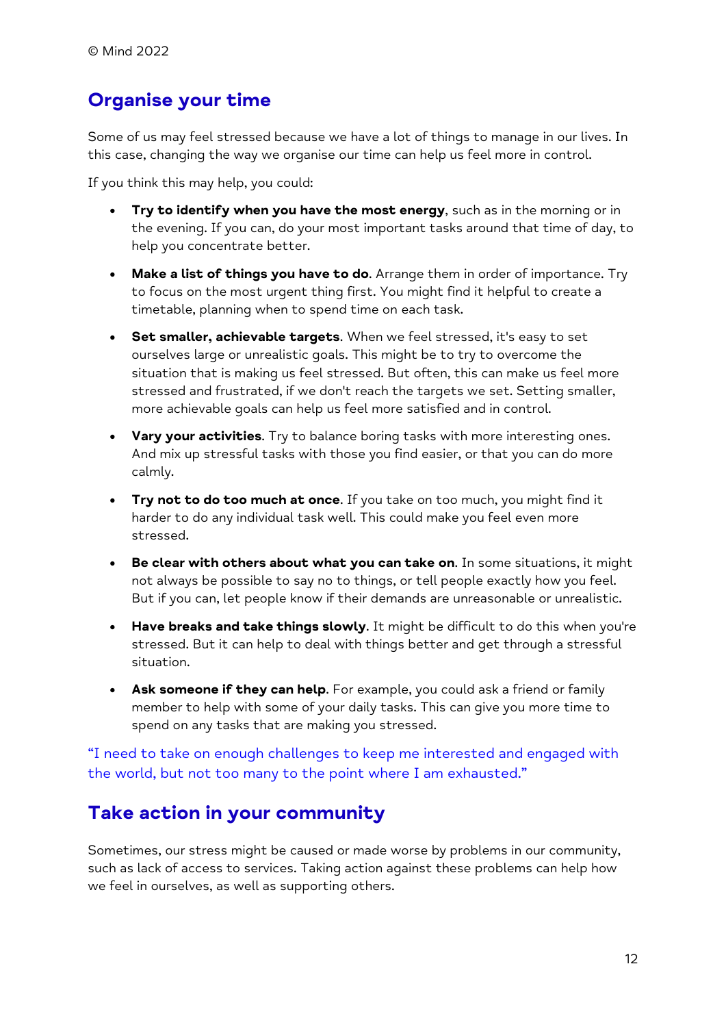## Organise your time

Some of us may feel stressed because we have a lot of things to manage in our lives. In this case, changing the way we organise our time can help us feel more in control.

If you think this may help, you could:

- **Try to identify when you have the most energy**, such as in the morning or in the evening. If you can, do your most important tasks around that time of day, to help you concentrate better.
- **Make a list of things you have to do**. Arrange them in order of importance. Try to focus on the most urgent thing first. You might find it helpful to create a timetable, planning when to spend time on each task.
- **Set smaller, achievable targets**. When we feel stressed, it's easy to set ourselves large or unrealistic goals. This might be to try to overcome the situation that is making us feel stressed. But often, this can make us feel more stressed and frustrated, if we don't reach the targets we set. Setting smaller, more achievable goals can help us feel more satisfied and in control.
- **Vary your activities**. Try to balance boring tasks with more interesting ones. And mix up stressful tasks with those you find easier, or that you can do more calmly.
- **Try not to do too much at once**. If you take on too much, you might find it harder to do any individual task well. This could make you feel even more stressed.
- **Be clear with others about what you can take on**. In some situations, it might not always be possible to say no to things, or tell people exactly how you feel. But if you can, let people know if their demands are unreasonable or unrealistic.
- **Have breaks and take things slowly**. It might be difficult to do this when you're stressed. But it can help to deal with things better and get through a stressful situation.
- **Ask someone if they can help**. For example, you could ask a friend or family member to help with some of your daily tasks. This can give you more time to spend on any tasks that are making you stressed.

"I need to take on enough challenges to keep me interested and engaged with the world, but not too many to the point where I am exhausted."

## Take action in your community

Sometimes, our stress might be caused or made worse by problems in our community, such as lack of access to services. Taking action against these problems can help how we feel in ourselves, as well as supporting others.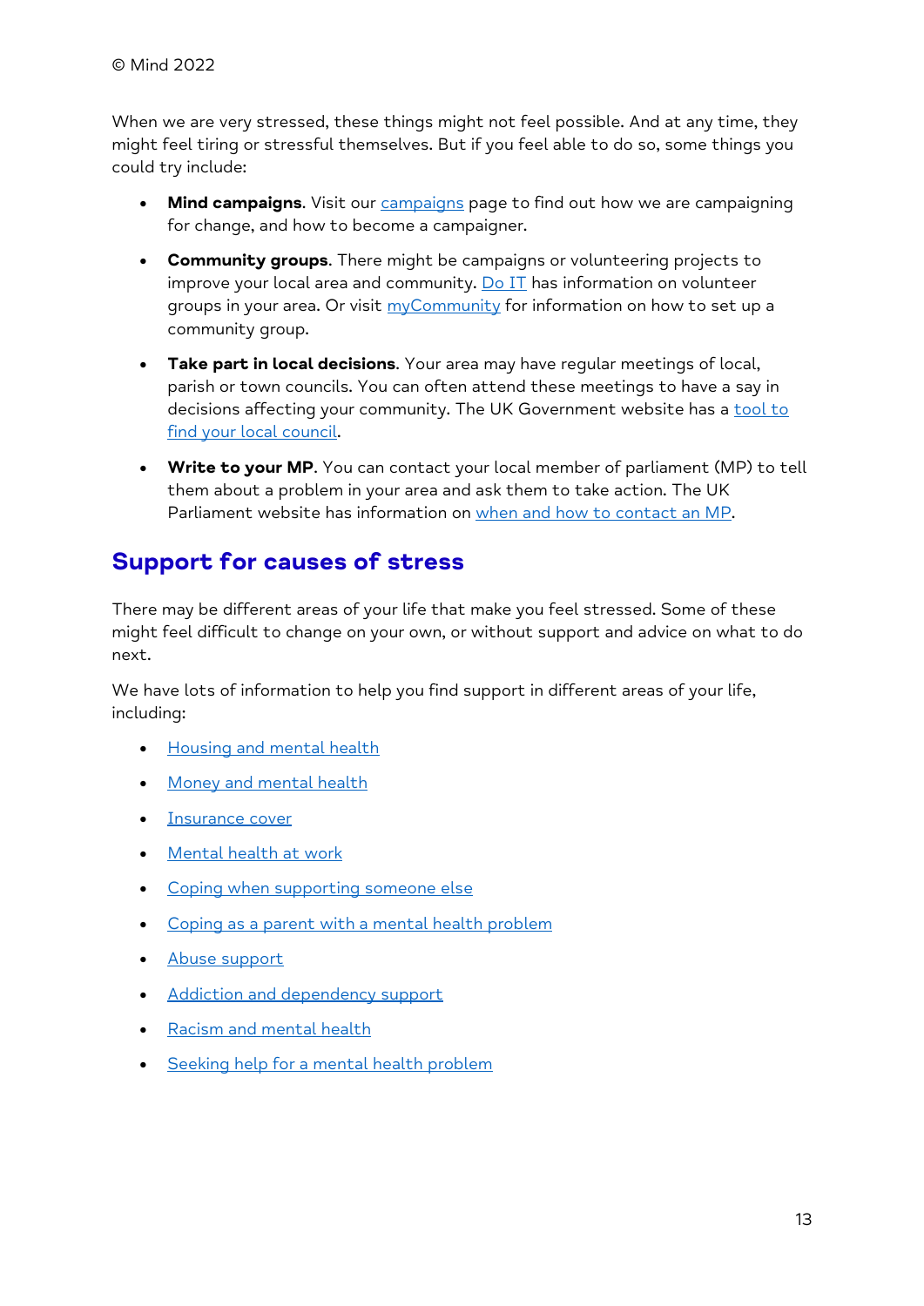© Mind 2022

When we are very stressed, these things might not feel possible. And at any time, they might feel tiring or stressful themselves. But if you feel able to do so, some things you could try include:

- **Mind campaigns**. Visit our campaigns page to find out how we are campaigning for change, and how to become a campaigner.
- **Community groups**. There might be campaigns or volunteering projects to improve your local area and community. Do IT has information on volunteer groups in your area. Or visit myCommunity for information on how to set up a community group.
- **Take part in local decisions**. Your area may have regular meetings of local, parish or town councils. You can often attend these meetings to have a say in decisions affecting your community. The UK Government website has a tool to find your local council.
- **Write to your MP**. You can contact your local member of parliament (MP) to tell them about a problem in your area and ask them to take action. The UK Parliament website has information on when and how to contact an MP.

## Support for causes of stress

There may be different areas of your life that make you feel stressed. Some of these might feel difficult to change on your own, or without support and advice on what to do next.

We have lots of information to help you find support in different areas of your life, including:

- Housing and mental health
- Money and mental health
- Insurance cover
- Mental health at work
- Coping when supporting someone else
- Coping as a parent with a mental health problem
- Abuse support
- Addiction and dependency support
- Racism and mental health
- Seeking help for a mental health problem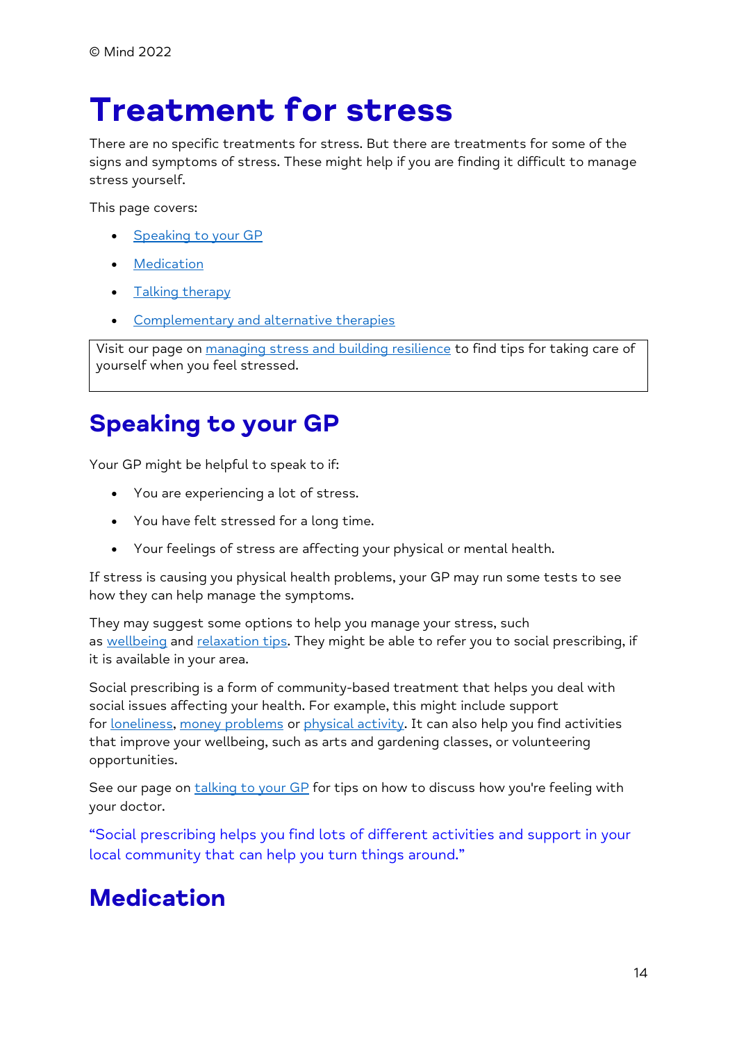© Mind 2022

# Treatment for stress

There are no specific treatments for stress. But there are treatments for some of the signs and symptoms of stress. These might help if you are finding it difficult to manage stress yourself.

This page covers:

- Speaking to your GP
- Medication
- Talking therapy
- Complementary and alternative therapies

Visit our page on managing stress and building resilience to find tips for taking care of yourself when you feel stressed.

## Speaking to your GP

Your GP might be helpful to speak to if:

- You are experiencing a lot of stress.
- You have felt stressed for a long time.
- Your feelings of stress are affecting your physical or mental health.

If stress is causing you physical health problems, your GP may run some tests to see how they can help manage the symptoms.

They may suggest some options to help you manage your stress, such as wellbeing and relaxation tips. They might be able to refer you to social prescribing, if it is available in your area.

Social prescribing is a form of community-based treatment that helps you deal with social issues affecting your health. For example, this might include support for loneliness, money problems or physical activity. It can also help you find activities that improve your wellbeing, such as arts and gardening classes, or volunteering opportunities.

See our page on talking to your GP for tips on how to discuss how you're feeling with your doctor.

"Social prescribing helps you find lots of different activities and support in your local community that can help you turn things around."

## Medication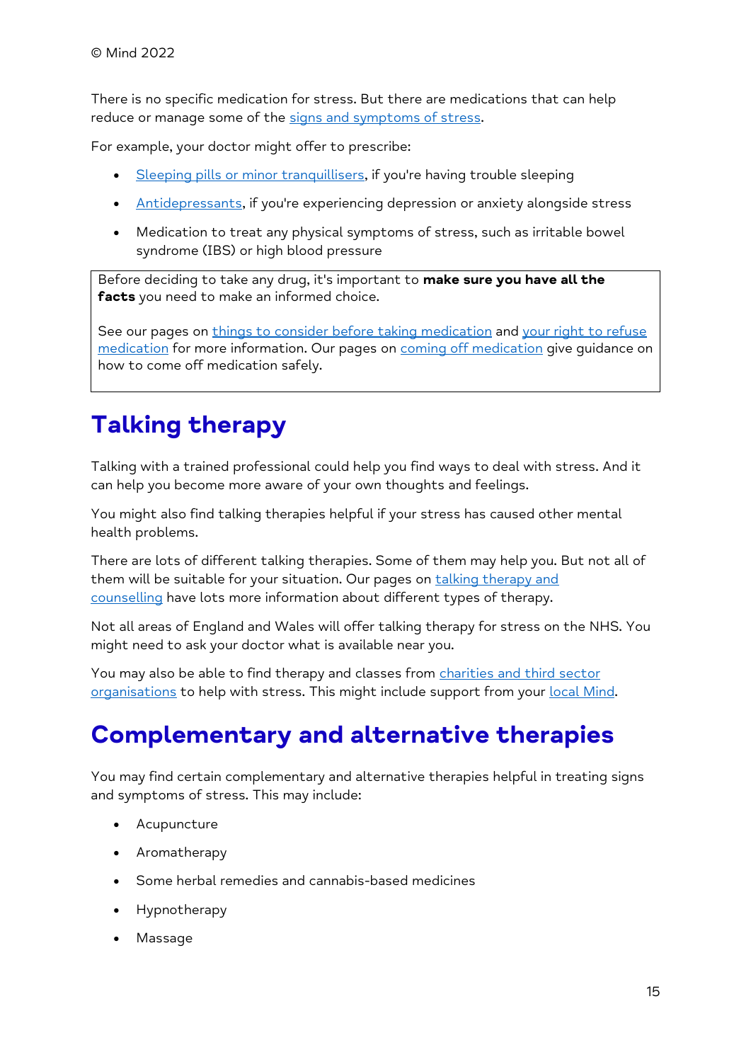There is no specific medication for stress. But there are medications that can help reduce or manage some of the signs and symptoms of stress.

For example, your doctor might offer to prescribe:

- Sleeping pills or minor tranquillisers, if you're having trouble sleeping
- Antidepressants, if you're experiencing depression or anxiety alongside stress
- Medication to treat any physical symptoms of stress, such as irritable bowel syndrome (IBS) or high blood pressure

> Before deciding to take any drug, it's important to **make sure you have all the facts** you need to make an informed choice.
>
> See our pages on things to consider before taking medication and your right to refuse medication for more information. Our pages on coming off medication give guidance on how to come off medication safely.

# Talking therapy

Talking with a trained professional could help you find ways to deal with stress. And it can help you become more aware of your own thoughts and feelings.

You might also find talking therapies helpful if your stress has caused other mental health problems.

There are lots of different talking therapies. Some of them may help you. But not all of them will be suitable for your situation. Our pages on talking therapy and counselling have lots more information about different types of therapy.

Not all areas of England and Wales will offer talking therapy for stress on the NHS. You might need to ask your doctor what is available near you.

You may also be able to find therapy and classes from charities and third sector organisations to help with stress. This might include support from your local Mind.

# Complementary and alternative therapies

You may find certain complementary and alternative therapies helpful in treating signs and symptoms of stress. This may include:

- Acupuncture
- Aromatherapy
- Some herbal remedies and cannabis-based medicines
- Hypnotherapy
- Massage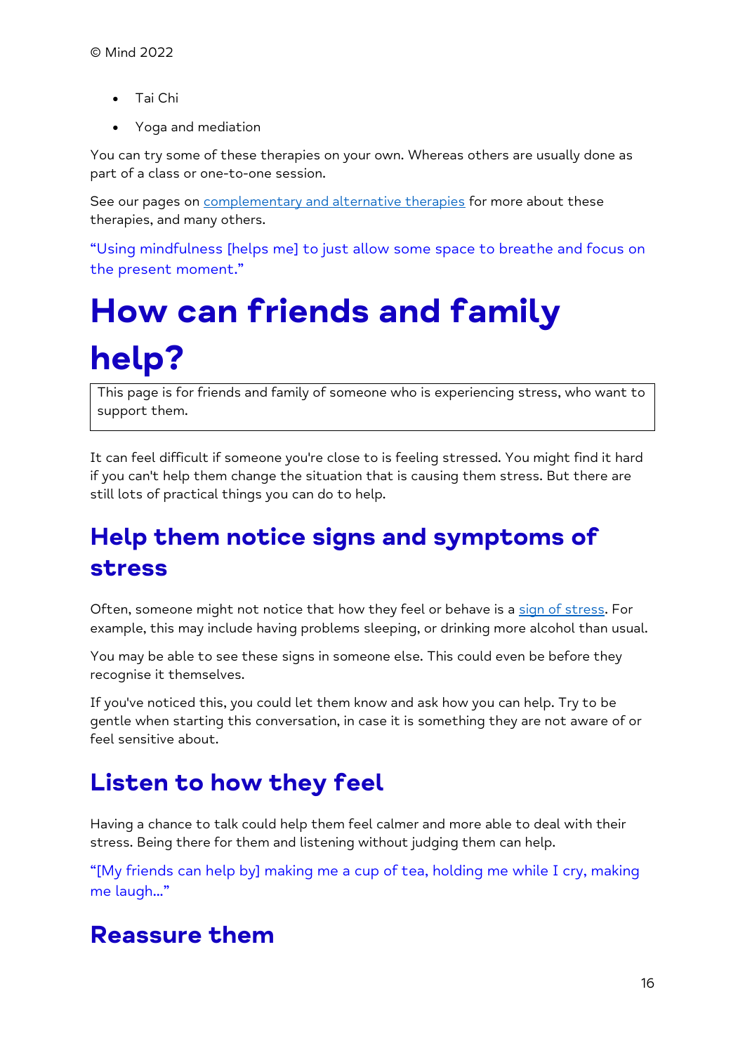- Tai Chi
- Yoga and mediation

You can try some of these therapies on your own. Whereas others are usually done as part of a class or one-to-one session.

See our pages on [complementary and alternative therapies]() for more about these therapies, and many others.

"Using mindfulness [helps me] to just allow some space to breathe and focus on the present moment."

# How can friends and family help?

This page is for friends and family of someone who is experiencing stress, who want to support them.

It can feel difficult if someone you're close to is feeling stressed. You might find it hard if you can't help them change the situation that is causing them stress. But there are still lots of practical things you can do to help.

## Help them notice signs and symptoms of stress

Often, someone might not notice that how they feel or behave is a [sign of stress](). For example, this may include having problems sleeping, or drinking more alcohol than usual.

You may be able to see these signs in someone else. This could even be before they recognise it themselves.

If you've noticed this, you could let them know and ask how you can help. Try to be gentle when starting this conversation, in case it is something they are not aware of or feel sensitive about.

## Listen to how they feel

Having a chance to talk could help them feel calmer and more able to deal with their stress. Being there for them and listening without judging them can help.

"[My friends can help by] making me a cup of tea, holding me while I cry, making me laugh..."

## Reassure them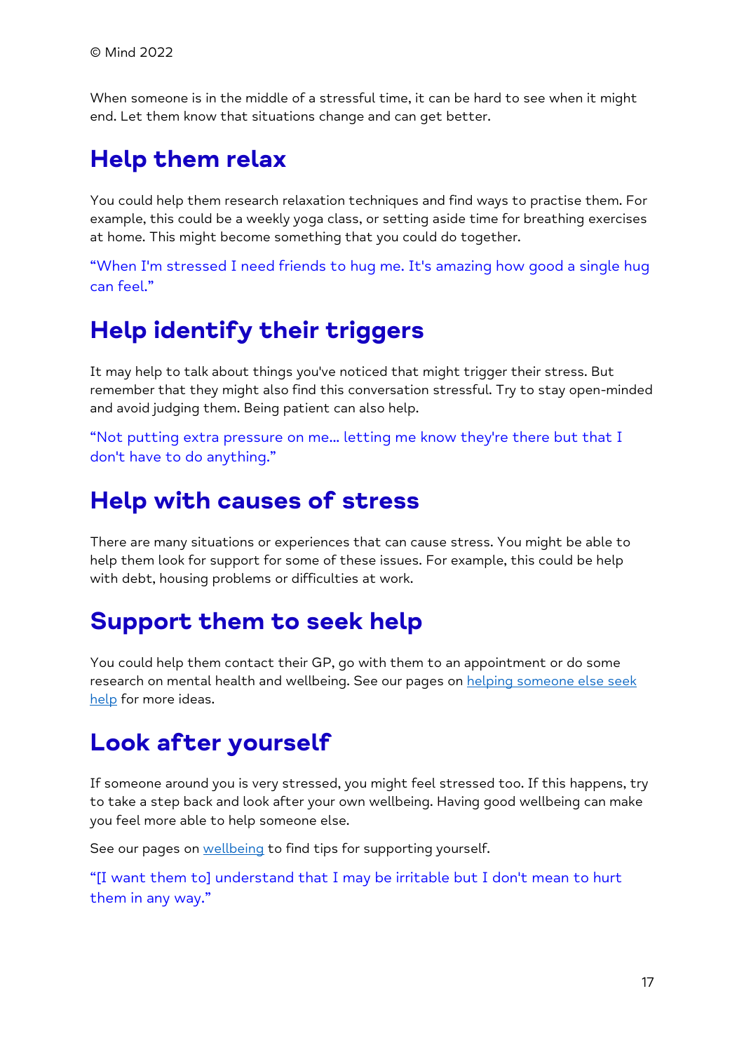When someone is in the middle of a stressful time, it can be hard to see when it might end. Let them know that situations change and can get better.

## Help them relax

You could help them research relaxation techniques and find ways to practise them. For example, this could be a weekly yoga class, or setting aside time for breathing exercises at home. This might become something that you could do together.

"When I'm stressed I need friends to hug me. It's amazing how good a single hug can feel."

## Help identify their triggers

It may help to talk about things you've noticed that might trigger their stress. But remember that they might also find this conversation stressful. Try to stay open-minded and avoid judging them. Being patient can also help.

"Not putting extra pressure on me... letting me know they're there but that I don't have to do anything."

## Help with causes of stress

There are many situations or experiences that can cause stress. You might be able to help them look for support for some of these issues. For example, this could be help with debt, housing problems or difficulties at work.

## Support them to seek help

You could help them contact their GP, go with them to an appointment or do some research on mental health and wellbeing. See our pages on helping someone else seek help for more ideas.

## Look after yourself

If someone around you is very stressed, you might feel stressed too. If this happens, try to take a step back and look after your own wellbeing. Having good wellbeing can make you feel more able to help someone else.

See our pages on wellbeing to find tips for supporting yourself.

"[I want them to] understand that I may be irritable but I don't mean to hurt them in any way."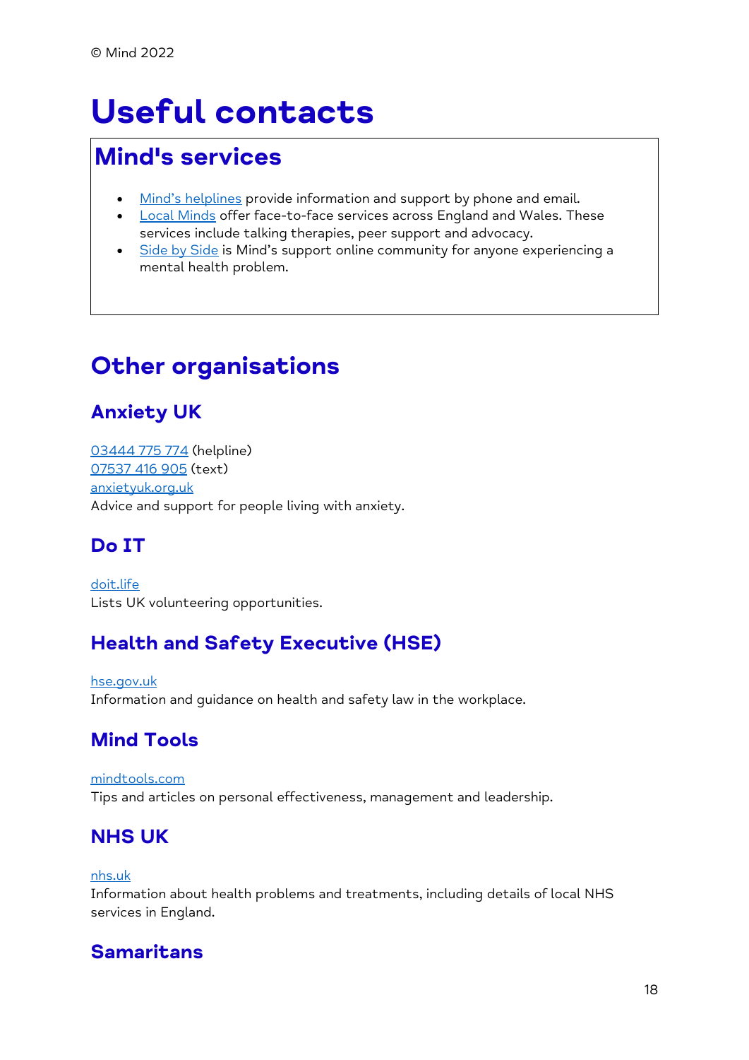© Mind 2022

# Useful contacts

## Mind's services

- Mind's helplines provide information and support by phone and email.
- Local Minds offer face-to-face services across England and Wales. These services include talking therapies, peer support and advocacy.
- Side by Side is Mind's support online community for anyone experiencing a mental health problem.

## Other organisations

### Anxiety UK

03444 775 774 (helpline)
07537 416 905 (text)
anxietyuk.org.uk
Advice and support for people living with anxiety.

### Do IT

doit.life
Lists UK volunteering opportunities.

### Health and Safety Executive (HSE)

hse.gov.uk
Information and guidance on health and safety law in the workplace.

### Mind Tools

mindtools.com
Tips and articles on personal effectiveness, management and leadership.

### NHS UK

nhs.uk
Information about health problems and treatments, including details of local NHS services in England.

### Samaritans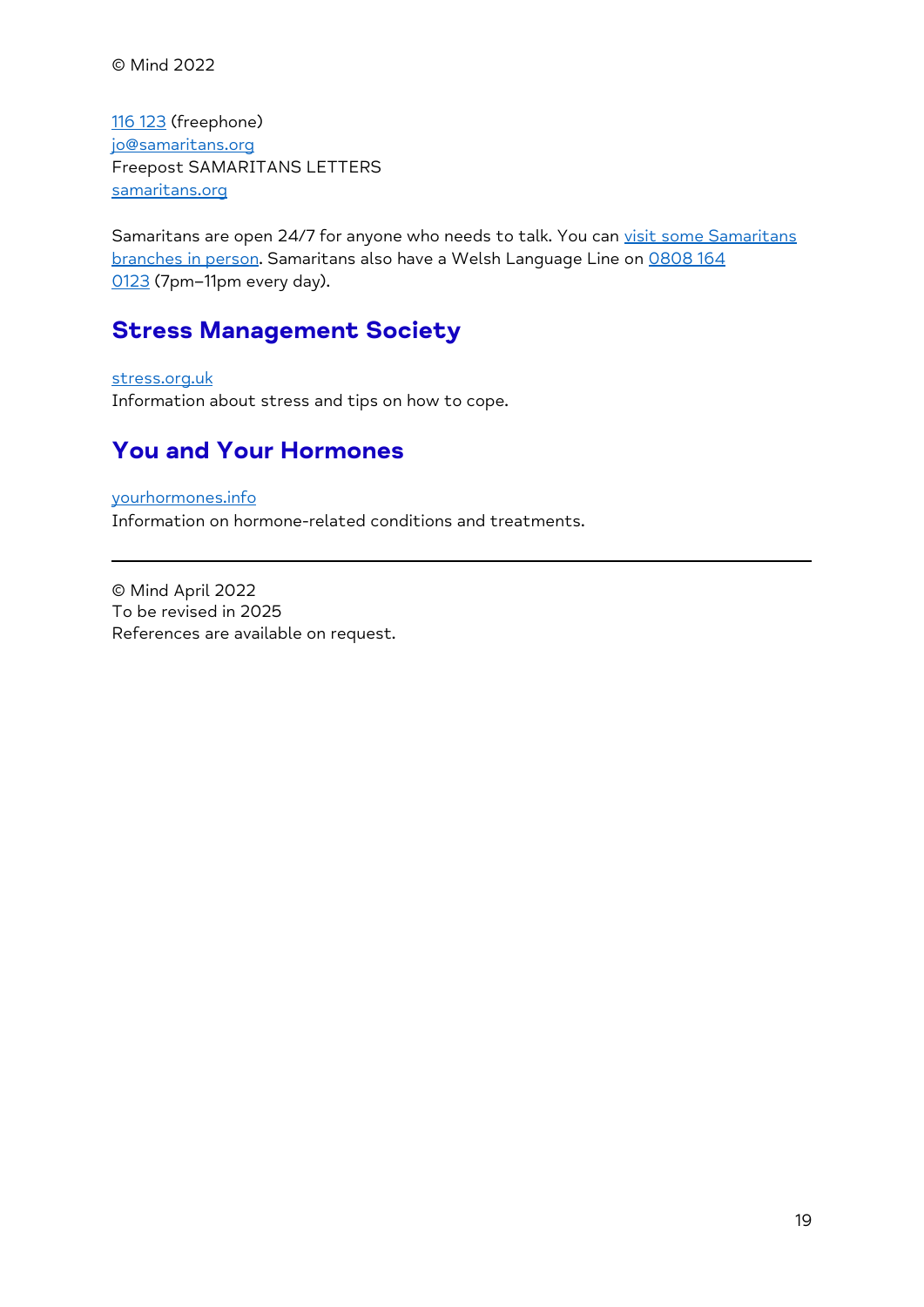© Mind 2022

116 123 (freephone)
jo@samaritans.org
Freepost SAMARITANS LETTERS
samaritans.org

Samaritans are open 24/7 for anyone who needs to talk. You can visit some Samaritans branches in person. Samaritans also have a Welsh Language Line on 0808 164 0123 (7pm–11pm every day).

## Stress Management Society

stress.org.uk
Information about stress and tips on how to cope.

## You and Your Hormones

yourhormones.info
Information on hormone-related conditions and treatments.

---

© Mind April 2022
To be revised in 2025
References are available on request.